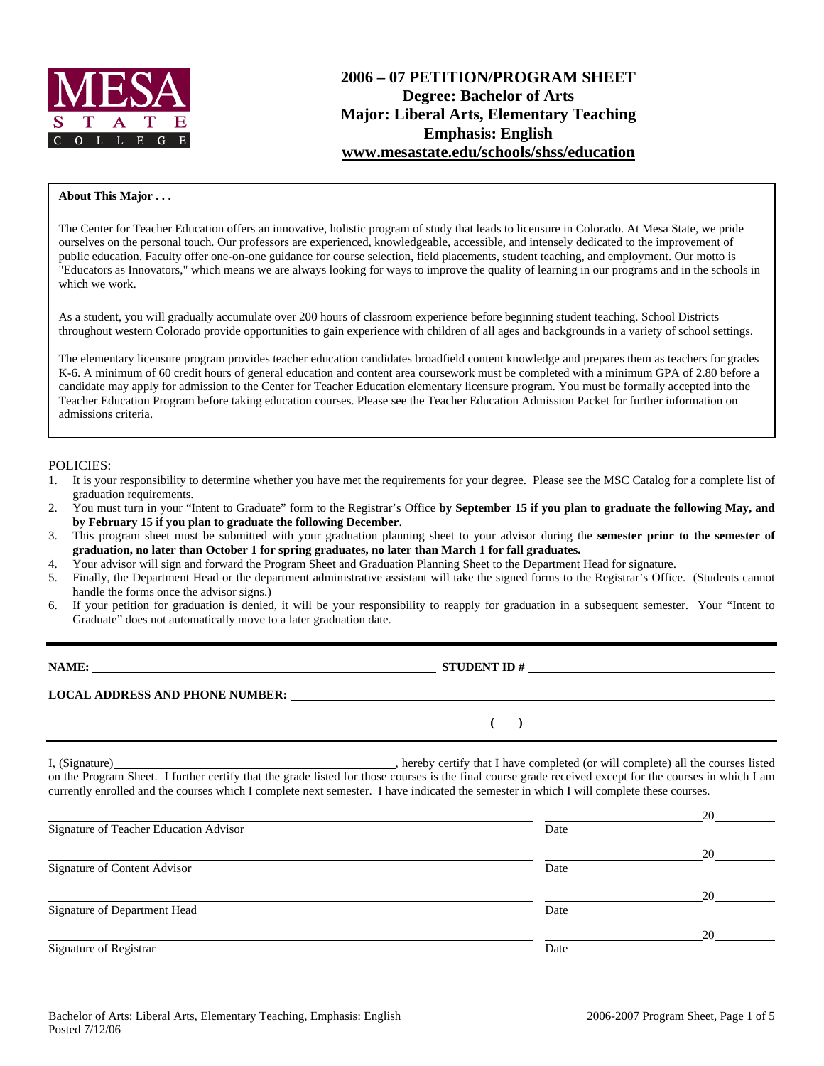MESA STATE COLLEGE

# 2006 – 07 PETITION/PROGRAM SHEET
## Degree: Bachelor of Arts
## Major: Liberal Arts, Elementary Teaching
## Emphasis: English
## www.mesastate.edu/schools/shss/education

**About This Major . . .**

The Center for Teacher Education offers an innovative, holistic program of study that leads to licensure in Colorado. At Mesa State, we pride ourselves on the personal touch. Our professors are experienced, knowledgeable, accessible, and intensely dedicated to the improvement of public education. Faculty offer one-on-one guidance for course selection, field placements, student teaching, and employment. Our motto is "Educators as Innovators," which means we are always looking for ways to improve the quality of learning in our programs and in the schools in which we work.

As a student, you will gradually accumulate over 200 hours of classroom experience before beginning student teaching. School Districts throughout western Colorado provide opportunities to gain experience with children of all ages and backgrounds in a variety of school settings.

The elementary licensure program provides teacher education candidates broadfield content knowledge and prepares them as teachers for grades K-6. A minimum of 60 credit hours of general education and content area coursework must be completed with a minimum GPA of 2.80 before a candidate may apply for admission to the Center for Teacher Education elementary licensure program. You must be formally accepted into the Teacher Education Program before taking education courses. Please see the Teacher Education Admission Packet for further information on admissions criteria.

POLICIES:

1. It is your responsibility to determine whether you have met the requirements for your degree. Please see the MSC Catalog for a complete list of graduation requirements.
2. You must turn in your "Intent to Graduate" form to the Registrar's Office **by September 15 if you plan to graduate the following May, and by February 15 if you plan to graduate the following December**.
3. This program sheet must be submitted with your graduation planning sheet to your advisor during the **semester prior to the semester of graduation, no later than October 1 for spring graduates, no later than March 1 for fall graduates.**
4. Your advisor will sign and forward the Program Sheet and Graduation Planning Sheet to the Department Head for signature.
5. Finally, the Department Head or the department administrative assistant will take the signed forms to the Registrar's Office. (Students cannot handle the forms once the advisor signs.)
6. If your petition for graduation is denied, it will be your responsibility to reapply for graduation in a subsequent semester. Your "Intent to Graduate" does not automatically move to a later graduation date.

---

**NAME:** ______________________________ **STUDENT ID #** ______________________________

**LOCAL ADDRESS AND PHONE NUMBER:** ______________________________

______________________________ **( )** ______________________________

I, (Signature)______________________________, hereby certify that I have completed (or will complete) all the courses listed on the Program Sheet. I further certify that the grade listed for those courses is the final course grade received except for the courses in which I am currently enrolled and the courses which I complete next semester. I have indicated the semester in which I will complete these courses.

______________________________ ______________ 20______
Signature of Teacher Education Advisor — Date

______________________________ ______________ 20______
Signature of Content Advisor — Date

______________________________ ______________ 20______
Signature of Department Head — Date

______________________________ ______________ 20______
Signature of Registrar — Date

Bachelor of Arts: Liberal Arts, Elementary Teaching, Emphasis: English
Posted 7/12/06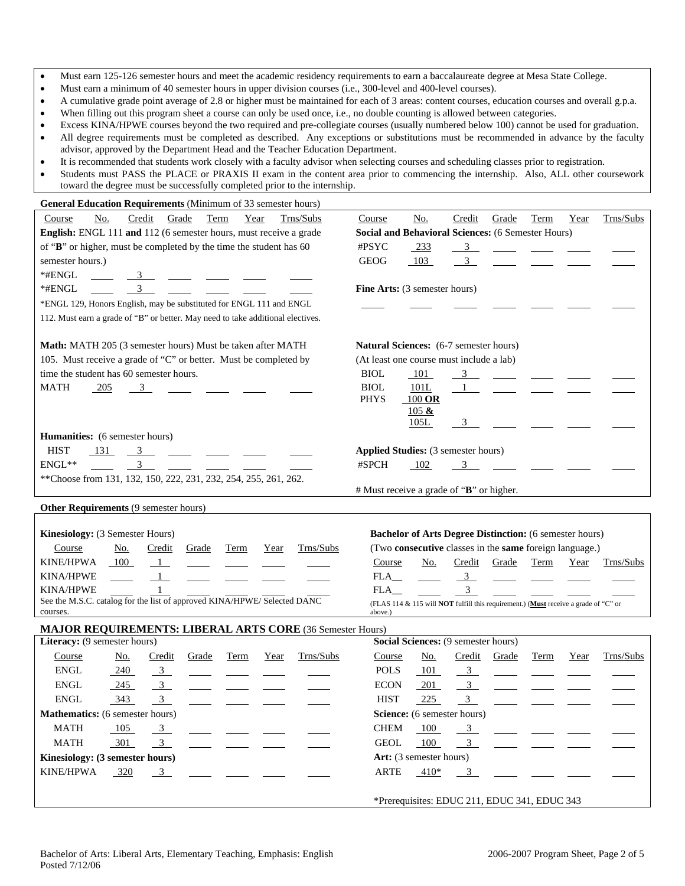- Must earn 125-126 semester hours and meet the academic residency requirements to earn a baccalaureate degree at Mesa State College.
- Must earn a minimum of 40 semester hours in upper division courses (i.e., 300-level and 400-level courses).
- A cumulative grade point average of 2.8 or higher must be maintained for each of 3 areas: content courses, education courses and overall g.p.a.
- When filling out this program sheet a course can only be used once, i.e., no double counting is allowed between categories.
- Excess KINA/HPWE courses beyond the two required and pre-collegiate courses (usually numbered below 100) cannot be used for graduation.
- All degree requirements must be completed as described. Any exceptions or substitutions must be recommended in advance by the faculty advisor, approved by the Department Head and the Teacher Education Department.
- It is recommended that students work closely with a faculty advisor when selecting courses and scheduling classes prior to registration.
- Students must PASS the PLACE or PRAXIS II exam in the content area prior to commencing the internship. Also, ALL other coursework toward the degree must be successfully completed prior to the internship.

## General Education Requirements (Minimum of 33 semester hours)

**English:** ENGL 111 **and** 112 (6 semester hours, must receive a grade of "**B**" or higher, must be completed by the time the student has 60 semester hours.)

| Course | No. | Credit | Grade | Term | Year | Trns/Subs |
|---|---|---|---|---|---|---|
| *#ENGL | | 3 | | | | |
| *#ENGL | | 3 | | | | |

*ENGL 129, Honors English, may be substituted for ENGL 111 and ENGL 112. Must earn a grade of "B" or better. May need to take additional electives.

**Math:** MATH 205 (3 semester hours) Must be taken after MATH 105. Must receive a grade of "C" or better. Must be completed by time the student has 60 semester hours.

| Course | No. | Credit | Grade | Term | Year | Trns/Subs |
|---|---|---|---|---|---|---|
| MATH | 205 | 3 | | | | |

**Humanities:** (6 semester hours)

| Course | No. | Credit | Grade | Term | Year | Trns/Subs |
|---|---|---|---|---|---|---|
| HIST | 131 | 3 | | | | |
| ENGL** | | 3 | | | | |

**Choose from 131, 132, 150, 222, 231, 232, 254, 255, 261, 262.

**Social and Behavioral Sciences:** (6 Semester Hours)

| Course | No. | Credit | Grade | Term | Year | Trns/Subs |
|---|---|---|---|---|---|---|
| #PSYC | 233 | 3 | | | | |
| GEOG | 103 | 3 | | | | |

**Fine Arts:** (3 semester hours)

| Course | No. | Credit | Grade | Term | Year | Trns/Subs |
|---|---|---|---|---|---|---|
| | | | | | | |

**Natural Sciences:** (6-7 semester hours)
(At least one course must include a lab)

| Course | No. | Credit | Grade | Term | Year | Trns/Subs |
|---|---|---|---|---|---|---|
| BIOL | 101 | 3 | | | | |
| BIOL | 101L | 1 | | | | |
| PHYS | 100 **OR** 105 **&** 105L | 3 | | | | |

**Applied Studies:** (3 semester hours)

| Course | No. | Credit | Grade | Term | Year | Trns/Subs |
|---|---|---|---|---|---|---|
| #SPCH | 102 | 3 | | | | |

# Must receive a grade of "**B**" or higher.

## Other Requirements (9 semester hours)

**Kinesiology:** (3 Semester Hours)

| Course | No. | Credit | Grade | Term | Year | Trns/Subs |
|---|---|---|---|---|---|---|
| KINE/HPWA | 100 | 1 | | | | |
| KINA/HPWE | | 1 | | | | |
| KINA/HPWE | | 1 | | | | |

See the M.S.C. catalog for the list of approved KINA/HPWE/ Selected DANC courses.

**Bachelor of Arts Degree Distinction:** (6 semester hours)
(Two **consecutive** classes in the **same** foreign language.)

| Course | No. | Credit | Grade | Term | Year | Trns/Subs |
|---|---|---|---|---|---|---|
| FLA__ | | 3 | | | | |
| FLA__ | | 3 | | | | |

(FLAS 114 & 115 will **NOT** fulfill this requirement.) (**Must** receive a grade of "C" or above.)

## MAJOR REQUIREMENTS: LIBERAL ARTS CORE (36 Semester Hours)

**Literacy:** (9 semester hours)

| Course | No. | Credit | Grade | Term | Year | Trns/Subs |
|---|---|---|---|---|---|---|
| ENGL | 240 | 3 | | | | |
| ENGL | 245 | 3 | | | | |
| ENGL | 343 | 3 | | | | |

**Mathematics:** (6 semester hours)

| Course | No. | Credit | Grade | Term | Year | Trns/Subs |
|---|---|---|---|---|---|---|
| MATH | 105 | 3 | | | | |
| MATH | 301 | 3 | | | | |

**Kinesiology: (3 semester hours)**

| Course | No. | Credit | Grade | Term | Year | Trns/Subs |
|---|---|---|---|---|---|---|
| KINE/HPWA | 320 | 3 | | | | |

**Social Sciences:** (9 semester hours)

| Course | No. | Credit | Grade | Term | Year | Trns/Subs |
|---|---|---|---|---|---|---|
| POLS | 101 | 3 | | | | |
| ECON | 201 | 3 | | | | |
| HIST | 225 | 3 | | | | |

**Science:** (6 semester hours)

| Course | No. | Credit | Grade | Term | Year | Trns/Subs |
|---|---|---|---|---|---|---|
| CHEM | 100 | 3 | | | | |
| GEOL | 100 | 3 | | | | |

**Art:** (3 semester hours)

| Course | No. | Credit | Grade | Term | Year | Trns/Subs |
|---|---|---|---|---|---|---|
| ARTE | 410* | 3 | | | | |

*Prerequisites: EDUC 211, EDUC 341, EDUC 343

Bachelor of Arts: Liberal Arts, Elementary Teaching, Emphasis: English
Posted 7/12/06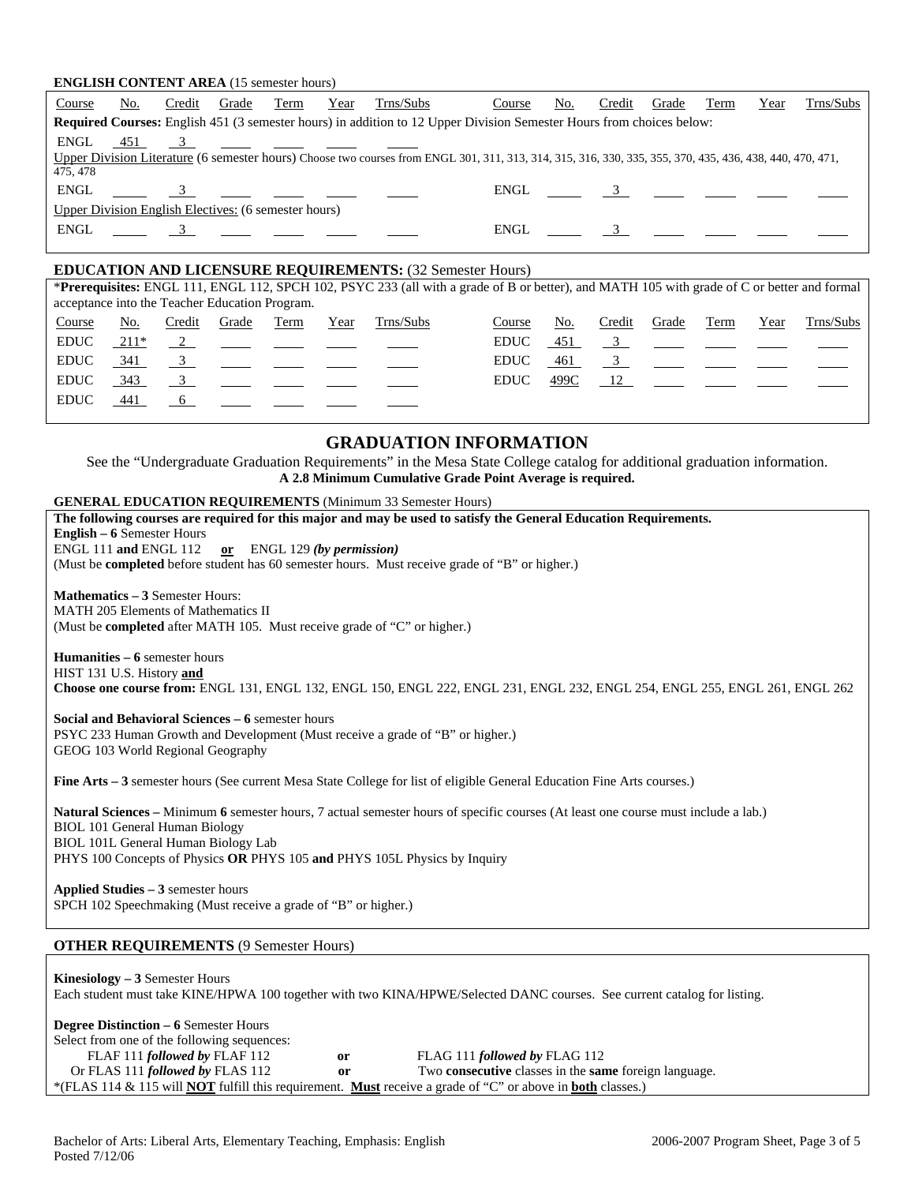**ENGLISH CONTENT AREA** (15 semester hours)

| Course | No. | Credit | Grade | Term | Year | Trns/Subs | Course | No. | Credit | Grade | Term | Year | Trns/Subs |
|---|---|---|---|---|---|---|---|---|---|---|---|---|---|
| **Required Courses:** English 451 (3 semester hours) in addition to 12 Upper Division Semester Hours from choices below: | | | | | | | | | | | | | |
| ENGL | 451 | 3 | | | | | | | | | | | |
| Upper Division Literature (6 semester hours) Choose two courses from ENGL 301, 311, 313, 314, 315, 316, 330, 335, 355, 370, 435, 436, 438, 440, 470, 471, 475, 478 | | | | | | | | | | | | | |
| ENGL | | 3 | | | | | ENGL | | 3 | | | | |
| Upper Division English Electives: (6 semester hours) | | | | | | | | | | | | | |
| ENGL | | 3 | | | | | ENGL | | 3 | | | | |

**EDUCATION AND LICENSURE REQUIREMENTS:** (32 Semester Hours)

*__Prerequisites:__ ENGL 111, ENGL 112, SPCH 102, PSYC 233 (all with a grade of B or better), and MATH 105 with grade of C or better and formal acceptance into the Teacher Education Program.

| Course | No. | Credit | Grade | Term | Year | Trns/Subs | Course | No. | Credit | Grade | Term | Year | Trns/Subs |
|---|---|---|---|---|---|---|---|---|---|---|---|---|---|
| EDUC | 211* | 2 | | | | | EDUC | 451 | 3 | | | | |
| EDUC | 341 | 3 | | | | | EDUC | 461 | 3 | | | | |
| EDUC | 343 | 3 | | | | | EDUC | 499C | 12 | | | | |
| EDUC | 441 | 6 | | | | | | | | | | | |

## GRADUATION INFORMATION

See the "Undergraduate Graduation Requirements" in the Mesa State College catalog for additional graduation information.

**A 2.8 Minimum Cumulative Grade Point Average is required.**

**GENERAL EDUCATION REQUIREMENTS** (Minimum 33 Semester Hours)

**The following courses are required for this major and may be used to satisfy the General Education Requirements.**

**English – 6** Semester Hours
ENGL 111 **and** ENGL 112 **or** ENGL 129 ***(by permission)***
(Must be **completed** before student has 60 semester hours. Must receive grade of "B" or higher.)

**Mathematics – 3** Semester Hours:
MATH 205 Elements of Mathematics II
(Must be **completed** after MATH 105. Must receive grade of "C" or higher.)

**Humanities – 6** semester hours
HIST 131 U.S. History **and**
**Choose one course from:** ENGL 131, ENGL 132, ENGL 150, ENGL 222, ENGL 231, ENGL 232, ENGL 254, ENGL 255, ENGL 261, ENGL 262

**Social and Behavioral Sciences – 6** semester hours
PSYC 233 Human Growth and Development (Must receive a grade of "B" or higher.)
GEOG 103 World Regional Geography

**Fine Arts – 3** semester hours (See current Mesa State College for list of eligible General Education Fine Arts courses.)

**Natural Sciences –** Minimum **6** semester hours, 7 actual semester hours of specific courses (At least one course must include a lab.)
BIOL 101 General Human Biology
BIOL 101L General Human Biology Lab
PHYS 100 Concepts of Physics **OR** PHYS 105 **and** PHYS 105L Physics by Inquiry

**Applied Studies – 3** semester hours
SPCH 102 Speechmaking (Must receive a grade of "B" or higher.)

**OTHER REQUIREMENTS** (9 Semester Hours)

**Kinesiology – 3** Semester Hours
Each student must take KINE/HPWA 100 together with two KINA/HPWE/Selected DANC courses. See current catalog for listing.

**Degree Distinction – 6** Semester Hours
Select from one of the following sequences:

- FLAF 111 ***followed by*** FLAF 112 **or** FLAG 111 ***followed by*** FLAG 112
- Or FLAS 111 ***followed by*** FLAS 112 **or** Two **consecutive** classes in the **same** foreign language.

*(FLAS 114 & 115 will **NOT** fulfill this requirement. **Must** receive a grade of "C" or above in **both** classes.)

Bachelor of Arts: Liberal Arts, Elementary Teaching, Emphasis: English
Posted 7/12/06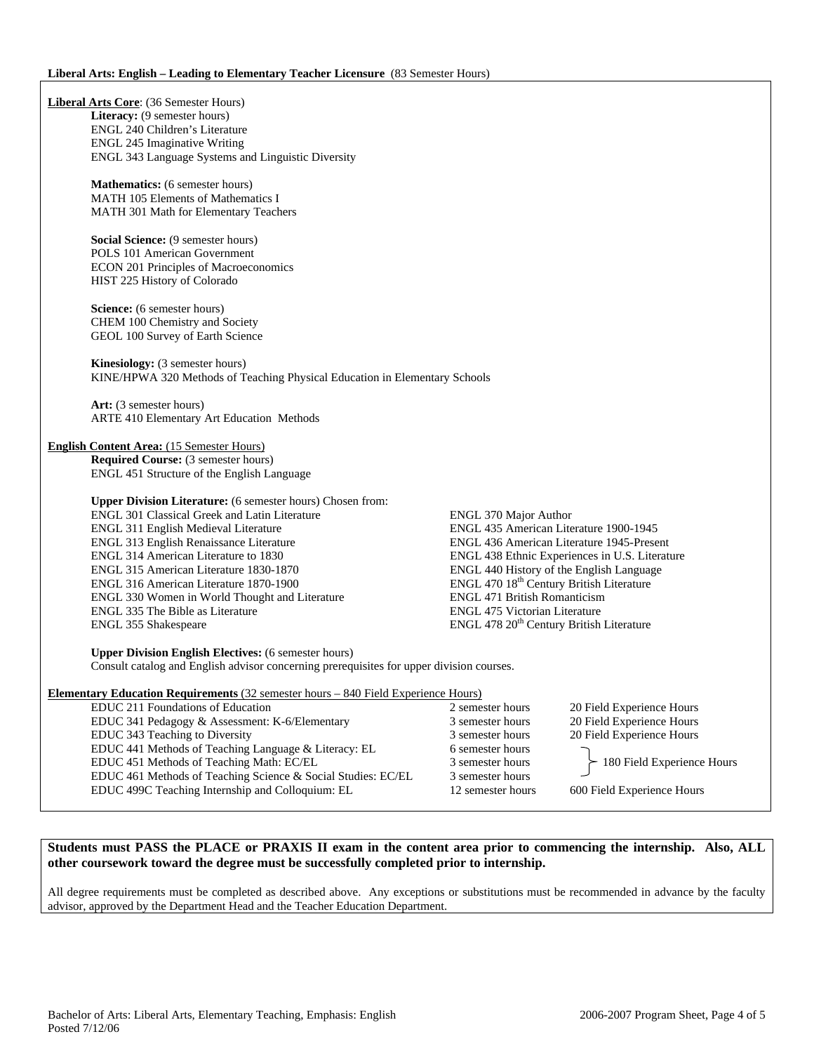**Liberal Arts: English – Leading to Elementary Teacher Licensure** (83 Semester Hours)

**Liberal Arts Core**: (36 Semester Hours)

**Literacy:** (9 semester hours)
ENGL 240 Children's Literature
ENGL 245 Imaginative Writing
ENGL 343 Language Systems and Linguistic Diversity

**Mathematics:** (6 semester hours)
MATH 105 Elements of Mathematics I
MATH 301 Math for Elementary Teachers

**Social Science:** (9 semester hours)
POLS 101 American Government
ECON 201 Principles of Macroeconomics
HIST 225 History of Colorado

**Science:** (6 semester hours)
CHEM 100 Chemistry and Society
GEOL 100 Survey of Earth Science

**Kinesiology:** (3 semester hours)
KINE/HPWA 320 Methods of Teaching Physical Education in Elementary Schools

**Art:** (3 semester hours)
ARTE 410 Elementary Art Education Methods

**English Content Area:** (15 Semester Hours)

**Required Course:** (3 semester hours)
ENGL 451 Structure of the English Language

**Upper Division Literature:** (6 semester hours) Chosen from:

ENGL 301 Classical Greek and Latin Literature
ENGL 311 English Medieval Literature
ENGL 313 English Renaissance Literature
ENGL 314 American Literature to 1830
ENGL 315 American Literature 1830-1870
ENGL 316 American Literature 1870-1900
ENGL 330 Women in World Thought and Literature
ENGL 335 The Bible as Literature
ENGL 355 Shakespeare
ENGL 370 Major Author
ENGL 435 American Literature 1900-1945
ENGL 436 American Literature 1945-Present
ENGL 438 Ethnic Experiences in U.S. Literature
ENGL 440 History of the English Language
ENGL 470 18th Century British Literature
ENGL 471 British Romanticism
ENGL 475 Victorian Literature
ENGL 478 20th Century British Literature

**Upper Division English Electives:** (6 semester hours)
Consult catalog and English advisor concerning prerequisites for upper division courses.

**Elementary Education Requirements** (32 semester hours – 840 Field Experience Hours)

| Course | Semester Hours | Field Experience |
|---|---|---|
| EDUC 211 Foundations of Education | 2 semester hours | 20 Field Experience Hours |
| EDUC 341 Pedagogy & Assessment: K-6/Elementary | 3 semester hours | 20 Field Experience Hours |
| EDUC 343 Teaching to Diversity | 3 semester hours | 20 Field Experience Hours |
| EDUC 441 Methods of Teaching Language & Literacy: EL | 6 semester hours | 180 Field Experience Hours (EDUC 441, 451, 461 combined) |
| EDUC 451 Methods of Teaching Math: EC/EL | 3 semester hours | |
| EDUC 461 Methods of Teaching Science & Social Studies: EC/EL | 3 semester hours | |
| EDUC 499C Teaching Internship and Colloquium: EL | 12 semester hours | 600 Field Experience Hours |

**Students must PASS the PLACE or PRAXIS II exam in the content area prior to commencing the internship. Also, ALL other coursework toward the degree must be successfully completed prior to internship.**

All degree requirements must be completed as described above. Any exceptions or substitutions must be recommended in advance by the faculty advisor, approved by the Department Head and the Teacher Education Department.

Bachelor of Arts: Liberal Arts, Elementary Teaching, Emphasis: English
Posted 7/12/06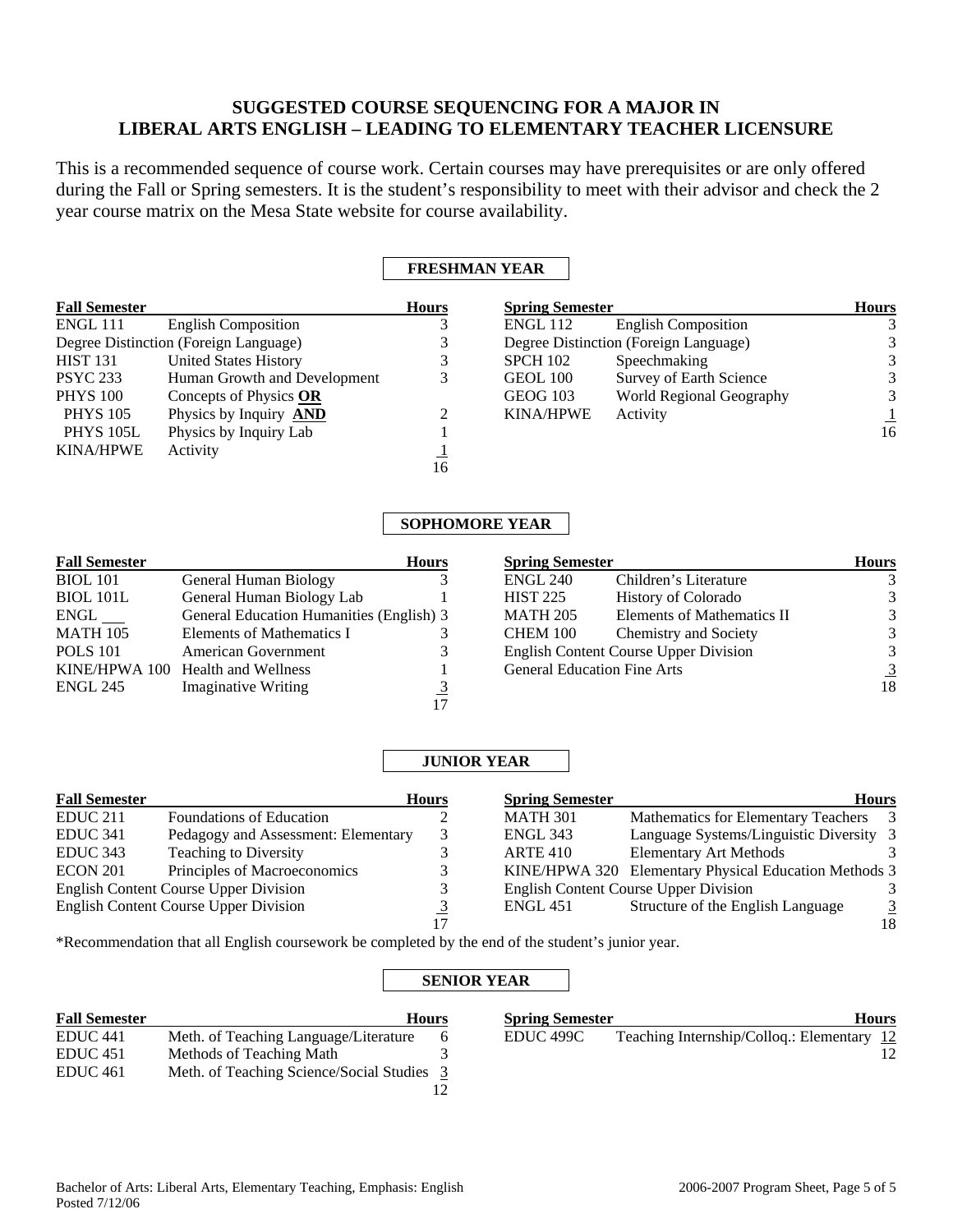## SUGGESTED COURSE SEQUENCING FOR A MAJOR IN LIBERAL ARTS ENGLISH – LEADING TO ELEMENTARY TEACHER LICENSURE

This is a recommended sequence of course work. Certain courses may have prerequisites or are only offered during the Fall or Spring semesters. It is the student's responsibility to meet with their advisor and check the 2 year course matrix on the Mesa State website for course availability.

### FRESHMAN YEAR

| Fall Semester | | Hours |
|---|---|---|
| ENGL 111 | English Composition | 3 |
| Degree Distinction (Foreign Language) | | 3 |
| HIST 131 | United States History | 3 |
| PSYC 233 | Human Growth and Development | 3 |
| PHYS 100 | Concepts of Physics **OR** | |
| PHYS 105 | Physics by Inquiry **AND** | 2 |
| PHYS 105L | Physics by Inquiry Lab | 1 |
| KINA/HPWE | Activity | 1 |
| | | 16 |

| Spring Semester | | Hours |
|---|---|---|
| ENGL 112 | English Composition | 3 |
| Degree Distinction (Foreign Language) | | 3 |
| SPCH 102 | Speechmaking | 3 |
| GEOL 100 | Survey of Earth Science | 3 |
| GEOG 103 | World Regional Geography | 3 |
| KINA/HPWE | Activity | 1 |
| | | 16 |

### SOPHOMORE YEAR

| Fall Semester | | Hours |
|---|---|---|
| BIOL 101 | General Human Biology | 3 |
| BIOL 101L | General Human Biology Lab | 1 |
| ENGL ___ | General Education Humanities (English) | 3 |
| MATH 105 | Elements of Mathematics I | 3 |
| POLS 101 | American Government | 3 |
| KINE/HPWA 100 | Health and Wellness | 1 |
| ENGL 245 | Imaginative Writing | 3 |
| | | 17 |

| Spring Semester | | Hours |
|---|---|---|
| ENGL 240 | Children's Literature | 3 |
| HIST 225 | History of Colorado | 3 |
| MATH 205 | Elements of Mathematics II | 3 |
| CHEM 100 | Chemistry and Society | 3 |
| English Content Course Upper Division | | 3 |
| General Education Fine Arts | | 3 |
| | | 18 |

### JUNIOR YEAR

| Fall Semester | | Hours |
|---|---|---|
| EDUC 211 | Foundations of Education | 2 |
| EDUC 341 | Pedagogy and Assessment: Elementary | 3 |
| EDUC 343 | Teaching to Diversity | 3 |
| ECON 201 | Principles of Macroeconomics | 3 |
| English Content Course Upper Division | | 3 |
| English Content Course Upper Division | | 3 |
| | | 17 |

| Spring Semester | | Hours |
|---|---|---|
| MATH 301 | Mathematics for Elementary Teachers | 3 |
| ENGL 343 | Language Systems/Linguistic Diversity | 3 |
| ARTE 410 | Elementary Art Methods | 3 |
| KINE/HPWA 320 | Elementary Physical Education Methods | 3 |
| English Content Course Upper Division | | 3 |
| ENGL 451 | Structure of the English Language | 3 |
| | | 18 |

*Recommendation that all English coursework be completed by the end of the student's junior year.

### SENIOR YEAR

| Fall Semester | | Hours |
|---|---|---|
| EDUC 441 | Meth. of Teaching Language/Literature | 6 |
| EDUC 451 | Methods of Teaching Math | 3 |
| EDUC 461 | Meth. of Teaching Science/Social Studies | 3 |
| | | 12 |

| Spring Semester | | Hours |
|---|---|---|
| EDUC 499C | Teaching Internship/Colloq.: Elementary | 12 |
| | | 12 |

Bachelor of Arts: Liberal Arts, Elementary Teaching, Emphasis: English
Posted 7/12/06